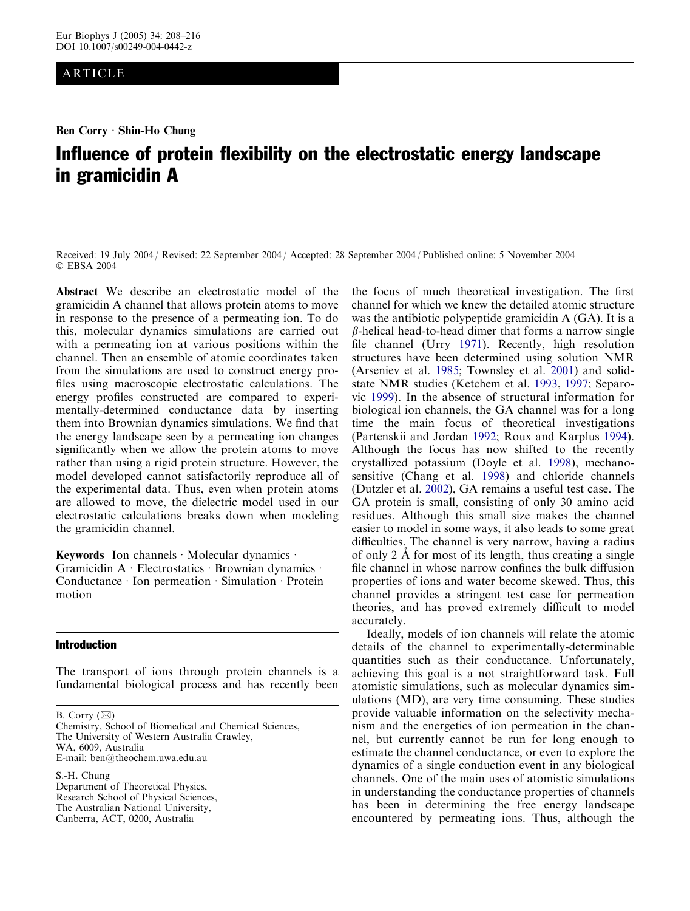ARTICLE

**Ben Corry · Shin-Ho Chung**

# Influence of protein flexibility on the electrostatic energy landscape in gramicidin A

Received: 19 July 2004 / Revised: 22 September 2004 / Accepted: 28 September 2004 / Published online: 5 November 2004
© EBSA 2004

**Abstract** We describe an electrostatic model of the gramicidin A channel that allows protein atoms to move in response to the presence of a permeating ion. To do this, molecular dynamics simulations are carried out with a permeating ion at various positions within the channel. Then an ensemble of atomic coordinates taken from the simulations are used to construct energy profiles using macroscopic electrostatic calculations. The energy profiles constructed are compared to experimentally-determined conductance data by inserting them into Brownian dynamics simulations. We find that the energy landscape seen by a permeating ion changes significantly when we allow the protein atoms to move rather than using a rigid protein structure. However, the model developed cannot satisfactorily reproduce all of the experimental data. Thus, even when protein atoms are allowed to move, the dielectric model used in our electrostatic calculations breaks down when modeling the gramicidin channel.

**Keywords** Ion channels · Molecular dynamics · Gramicidin A · Electrostatics · Brownian dynamics · Conductance · Ion permeation · Simulation · Protein motion

B. Corry (✉)
Chemistry, School of Biomedical and Chemical Sciences, The University of Western Australia Crawley, WA, 6009, Australia
E-mail: ben@theochem.uwa.edu.au

S.-H. Chung
Department of Theoretical Physics, Research School of Physical Sciences, The Australian National University, Canberra, ACT, 0200, Australia

## Introduction

The transport of ions through protein channels is a fundamental biological process and has recently been the focus of much theoretical investigation. The first channel for which we knew the detailed atomic structure was the antibiotic polypeptide gramicidin A (GA). It is a $\beta$-helical head-to-head dimer that forms a narrow single file channel (Urry 1971). Recently, high resolution structures have been determined using solution NMR (Arseniev et al. 1985; Townsley et al. 2001) and solid-state NMR studies (Ketchem et al. 1993, 1997; Separovic 1999). In the absence of structural information for biological ion channels, the GA channel was for a long time the main focus of theoretical investigations (Partenskii and Jordan 1992; Roux and Karplus 1994). Although the focus has now shifted to the recently crystallized potassium (Doyle et al. 1998), mechanosensitive (Chang et al. 1998) and chloride channels (Dutzler et al. 2002), GA remains a useful test case. The GA protein is small, consisting of only 30 amino acid residues. Although this small size makes the channel easier to model in some ways, it also leads to some great difficulties. The channel is very narrow, having a radius of only 2 Å for most of its length, thus creating a single file channel in whose narrow confines the bulk diffusion properties of ions and water become skewed. Thus, this channel provides a stringent test case for permeation theories, and has proved extremely difficult to model accurately.

Ideally, models of ion channels will relate the atomic details of the channel to experimentally-determinable quantities such as their conductance. Unfortunately, achieving this goal is a not straightforward task. Full atomistic simulations, such as molecular dynamics simulations (MD), are very time consuming. These studies provide valuable information on the selectivity mechanism and the energetics of ion permeation in the channel, but currently cannot be run for long enough to estimate the channel conductance, or even to explore the dynamics of a single conduction event in any biological channels. One of the main uses of atomistic simulations in understanding the conductance properties of channels has been in determining the free energy landscape encountered by permeating ions. Thus, although the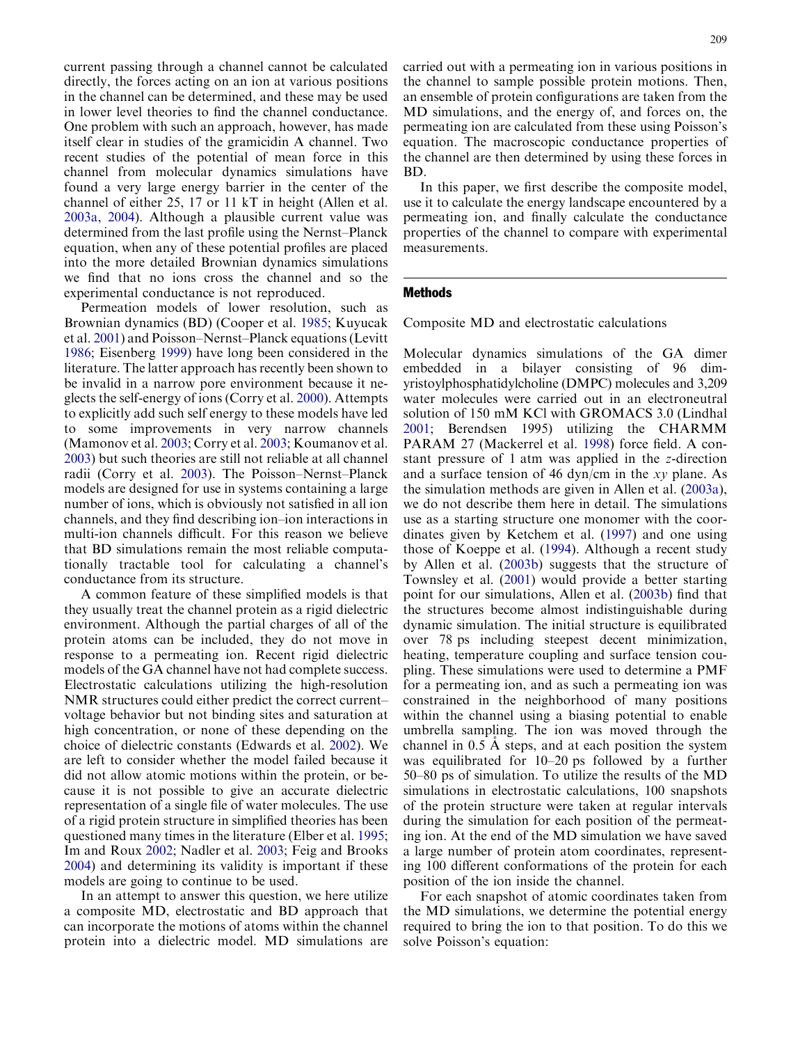current passing through a channel cannot be calculated directly, the forces acting on an ion at various positions in the channel can be determined, and these may be used in lower level theories to find the channel conductance. One problem with such an approach, however, has made itself clear in studies of the gramicidin A channel. Two recent studies of the potential of mean force in this channel from molecular dynamics simulations have found a very large energy barrier in the center of the channel of either 25, 17 or 11 kT in height (Allen et al. 2003a, 2004). Although a plausible current value was determined from the last profile using the Nernst–Planck equation, when any of these potential profiles are placed into the more detailed Brownian dynamics simulations we find that no ions cross the channel and so the experimental conductance is not reproduced.

Permeation models of lower resolution, such as Brownian dynamics (BD) (Cooper et al. 1985; Kuyucak et al. 2001) and Poisson–Nernst–Planck equations (Levitt 1986; Eisenberg 1999) have long been considered in the literature. The latter approach has recently been shown to be invalid in a narrow pore environment because it neglects the self-energy of ions (Corry et al. 2000). Attempts to explicitly add such self energy to these models have led to some improvements in very narrow channels (Mamonov et al. 2003; Corry et al. 2003; Koumanov et al. 2003) but such theories are still not reliable at all channel radii (Corry et al. 2003). The Poisson–Nernst–Planck models are designed for use in systems containing a large number of ions, which is obviously not satisfied in all ion channels, and they find describing ion–ion interactions in multi-ion channels difficult. For this reason we believe that BD simulations remain the most reliable computationally tractable tool for calculating a channel's conductance from its structure.

A common feature of these simplified models is that they usually treat the channel protein as a rigid dielectric environment. Although the partial charges of all of the protein atoms can be included, they do not move in response to a permeating ion. Recent rigid dielectric models of the GA channel have not had complete success. Electrostatic calculations utilizing the high-resolution NMR structures could either predict the correct current–voltage behavior but not binding sites and saturation at high concentration, or none of these depending on the choice of dielectric constants (Edwards et al. 2002). We are left to consider whether the model failed because it did not allow atomic motions within the protein, or because it is not possible to give an accurate dielectric representation of a single file of water molecules. The use of a rigid protein structure in simplified theories has been questioned many times in the literature (Elber et al. 1995; Im and Roux 2002; Nadler et al. 2003; Feig and Brooks 2004) and determining its validity is important if these models are going to continue to be used.

In an attempt to answer this question, we here utilize a composite MD, electrostatic and BD approach that can incorporate the motions of atoms within the channel protein into a dielectric model. MD simulations are carried out with a permeating ion in various positions in the channel to sample possible protein motions. Then, an ensemble of protein configurations are taken from the MD simulations, and the energy of, and forces on, the permeating ion are calculated from these using Poisson's equation. The macroscopic conductance properties of the channel are then determined by using these forces in BD.

In this paper, we first describe the composite model, use it to calculate the energy landscape encountered by a permeating ion, and finally calculate the conductance properties of the channel to compare with experimental measurements.

## Methods

### Composite MD and electrostatic calculations

Molecular dynamics simulations of the GA dimer embedded in a bilayer consisting of 96 dimyristoylphosphatidylcholine (DMPC) molecules and 3,209 water molecules were carried out in an electroneutral solution of 150 mM KCl with GROMACS 3.0 (Lindhal 2001; Berendsen 1995) utilizing the CHARMM PARAM 27 (Mackerel et al. 1998) force field. A constant pressure of 1 atm was applied in the *z*-direction and a surface tension of 46 dyn/cm in the *xy* plane. As the simulation methods are given in Allen et al. (2003a), we do not describe them here in detail. The simulations use as a starting structure one monomer with the coordinates given by Ketchem et al. (1997) and one using those of Koeppe et al. (1994). Although a recent study by Allen et al. (2003b) suggests that the structure of Townsley et al. (2001) would provide a better starting point for our simulations, Allen et al. (2003b) find that the structures become almost indistinguishable during dynamic simulation. The initial structure is equilibrated over 78 ps including steepest decent minimization, heating, temperature coupling and surface tension coupling. These simulations were used to determine a PMF for a permeating ion, and as such a permeating ion was constrained in the neighborhood of many positions within the channel using a biasing potential to enable umbrella sampling. The ion was moved through the channel in 0.5 Å steps, and at each position the system was equilibrated for 10–20 ps followed by a further 50–80 ps of simulation. To utilize the results of the MD simulations in electrostatic calculations, 100 snapshots of the protein structure were taken at regular intervals during the simulation for each position of the permeating ion. At the end of the MD simulation we have saved a large number of protein atom coordinates, representing 100 different conformations of the protein for each position of the ion inside the channel.

For each snapshot of atomic coordinates taken from the MD simulations, we determine the potential energy required to bring the ion to that position. To do this we solve Poisson's equation: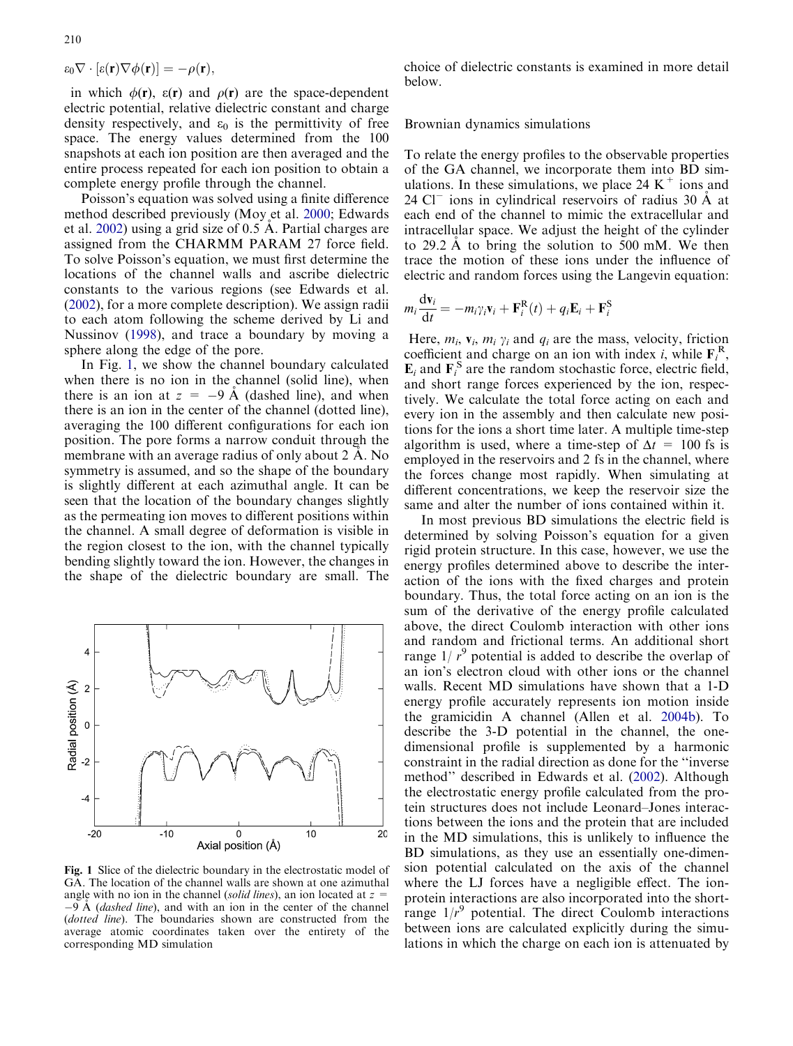$$\varepsilon_0 \nabla \cdot [\varepsilon(\mathbf{r}) \nabla \phi(\mathbf{r})] = -\rho(\mathbf{r}),$$

in which $\phi(\mathbf{r})$, $\varepsilon(\mathbf{r})$ and $\rho(\mathbf{r})$ are the space-dependent electric potential, relative dielectric constant and charge density respectively, and $\varepsilon_0$ is the permittivity of free space. The energy values determined from the 100 snapshots at each ion position are then averaged and the entire process repeated for each ion position to obtain a complete energy profile through the channel.

Poisson's equation was solved using a finite difference method described previously (Moy et al. 2000; Edwards et al. 2002) using a grid size of 0.5 Å. Partial charges are assigned from the CHARMM PARAM 27 force field. To solve Poisson's equation, we must first determine the locations of the channel walls and ascribe dielectric constants to the various regions (see Edwards et al. (2002), for a more complete description). We assign radii to each atom following the scheme derived by Li and Nussinov (1998), and trace a boundary by moving a sphere along the edge of the pore.

In Fig. 1, we show the channel boundary calculated when there is no ion in the channel (solid line), when there is an ion at $z = -9$ Å (dashed line), and when there is an ion in the center of the channel (dotted line), averaging the 100 different configurations for each ion position. The pore forms a narrow conduit through the membrane with an average radius of only about 2 Å. No symmetry is assumed, and so the shape of the boundary is slightly different at each azimuthal angle. It can be seen that the location of the boundary changes slightly as the permeating ion moves to different positions within the channel. A small degree of deformation is visible in the region closest to the ion, with the channel typically bending slightly toward the ion. However, the changes in the shape of the dielectric boundary are small. The choice of dielectric constants is examined in more detail below.

**Fig. 1** Slice of the dielectric boundary in the electrostatic model of GA. The location of the channel walls are shown at one azimuthal angle with no ion in the channel (*solid lines*), an ion located at $z = -9$ Å (*dashed line*), and with an ion in the center of the channel (*dotted line*). The boundaries shown are constructed from the average atomic coordinates taken over the entirety of the corresponding MD simulation

## Brownian dynamics simulations

To relate the energy profiles to the observable properties of the GA channel, we incorporate them into BD simulations. In these simulations, we place 24 $K^+$ ions and 24 $Cl^-$ ions in cylindrical reservoirs of radius 30 Å at each end of the channel to mimic the extracellular and intracellular space. We adjust the height of the cylinder to 29.2 Å to bring the solution to 500 mM. We then trace the motion of these ions under the influence of electric and random forces using the Langevin equation:

$$m_i \frac{d\mathbf{v}_i}{dt} = -m_i \gamma_i \mathbf{v}_i + \mathbf{F}_i^{\mathrm{R}}(t) + q_i \mathbf{E}_i + \mathbf{F}_i^{\mathrm{S}}$$

Here, $m_i$, $\mathbf{v}_i$, $m_i \gamma_i$ and $q_i$ are the mass, velocity, friction coefficient and charge on an ion with index $i$, while $\mathbf{F}_i^{\mathrm{R}}$, $\mathbf{E}_i$ and $\mathbf{F}_i^{\mathrm{S}}$ are the random stochastic force, electric field, and short range forces experienced by the ion, respectively. We calculate the total force acting on each and every ion in the assembly and then calculate new positions for the ions a short time later. A multiple time-step algorithm is used, where a time-step of $\Delta t = 100$ fs is employed in the reservoirs and 2 fs in the channel, where the forces change most rapidly. When simulating at different concentrations, we keep the reservoir size the same and alter the number of ions contained within it.

In most previous BD simulations the electric field is determined by solving Poisson's equation for a given rigid protein structure. In this case, however, we use the energy profiles determined above to describe the interaction of the ions with the fixed charges and protein boundary. Thus, the total force acting on an ion is the sum of the derivative of the energy profile calculated above, the direct Coulomb interaction with other ions and random and frictional terms. An additional short range $1/r^9$ potential is added to describe the overlap of an ion's electron cloud with other ions or the channel walls. Recent MD simulations have shown that a 1-D energy profile accurately represents ion motion inside the gramicidin A channel (Allen et al. 2004b). To describe the 3-D potential in the channel, the one-dimensional profile is supplemented by a harmonic constraint in the radial direction as done for the "inverse method" described in Edwards et al. (2002). Although the electrostatic energy profile calculated from the protein structures does not include Leonard–Jones interactions between the ions and the protein that are included in the MD simulations, this is unlikely to influence the BD simulations, as they use an essentially one-dimension potential calculated on the axis of the channel where the LJ forces have a negligible effect. The ion-protein interactions are also incorporated into the short-range $1/r^9$ potential. The direct Coulomb interactions between ions are calculated explicitly during the simulations in which the charge on each ion is attenuated by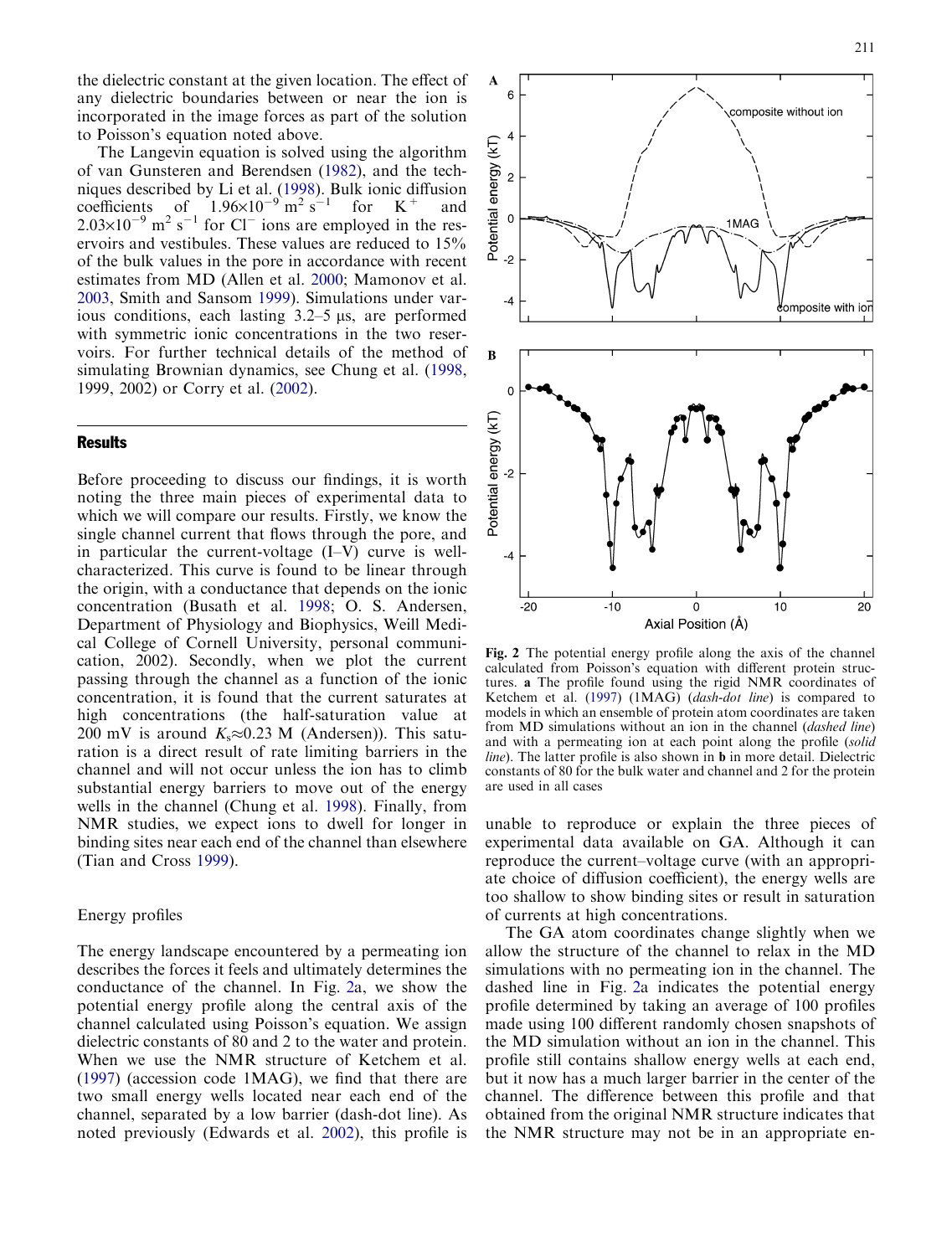the dielectric constant at the given location. The effect of any dielectric boundaries between or near the ion is incorporated in the image forces as part of the solution to Poisson's equation noted above.

The Langevin equation is solved using the algorithm of van Gunsteren and Berendsen (1982), and the techniques described by Li et al. (1998). Bulk ionic diffusion coefficients of $1.96\times10^{-9}$ m$^2$ s$^{-1}$ for $K^+$ and $2.03\times10^{-9}$ m$^2$ s$^{-1}$ for $Cl^-$ ions are employed in the reservoirs and vestibules. These values are reduced to 15% of the bulk values in the pore in accordance with recent estimates from MD (Allen et al. 2000; Mamonov et al. 2003, Smith and Sansom 1999). Simulations under various conditions, each lasting 3.2–5 μs, are performed with symmetric ionic concentrations in the two reservoirs. For further technical details of the method of simulating Brownian dynamics, see Chung et al. (1998, 1999, 2002) or Corry et al. (2002).

## Results

Before proceeding to discuss our findings, it is worth noting the three main pieces of experimental data to which we will compare our results. Firstly, we know the single channel current that flows through the pore, and in particular the current-voltage (I–V) curve is well-characterized. This curve is found to be linear through the origin, with a conductance that depends on the ionic concentration (Busath et al. 1998; O. S. Andersen, Department of Physiology and Biophysics, Weill Medical College of Cornell University, personal communication, 2002). Secondly, when we plot the current passing through the channel as a function of the ionic concentration, it is found that the current saturates at high concentrations (the half-saturation value at 200 mV is around $K_s \approx 0.23$ M (Andersen)). This saturation is a direct result of rate limiting barriers in the channel and will not occur unless the ion has to climb substantial energy barriers to move out of the energy wells in the channel (Chung et al. 1998). Finally, from NMR studies, we expect ions to dwell for longer in binding sites near each end of the channel than elsewhere (Tian and Cross 1999).

### Energy profiles

The energy landscape encountered by a permeating ion describes the forces it feels and ultimately determines the conductance of the channel. In Fig. 2a, we show the potential energy profile along the central axis of the channel calculated using Poisson's equation. We assign dielectric constants of 80 and 2 to the water and protein. When we use the NMR structure of Ketchem et al. (1997) (accession code 1MAG), we find that there are two small energy wells located near each end of the channel, separated by a low barrier (dash-dot line). As noted previously (Edwards et al. 2002), this profile is unable to reproduce or explain the three pieces of experimental data available on GA. Although it can reproduce the current–voltage curve (with an appropriate choice of diffusion coefficient), the energy wells are too shallow to show binding sites or result in saturation of currents at high concentrations.

**Fig. 2** The potential energy profile along the axis of the channel calculated from Poisson's equation with different protein structures. **a** The profile found using the rigid NMR coordinates of Ketchem et al. (1997) (1MAG) (*dash-dot line*) is compared to models in which an ensemble of protein atom coordinates are taken from MD simulations without an ion in the channel (*dashed line*) and with a permeating ion at each point along the profile (*solid line*). The latter profile is also shown in **b** in more detail. Dielectric constants of 80 for the bulk water and channel and 2 for the protein are used in all cases

The GA atom coordinates change slightly when we allow the structure of the channel to relax in the MD simulations with no permeating ion in the channel. The dashed line in Fig. 2a indicates the potential energy profile determined by taking an average of 100 profiles made using 100 different randomly chosen snapshots of the MD simulation without an ion in the channel. This profile still contains shallow energy wells at each end, but it now has a much larger barrier in the center of the channel. The difference between this profile and that obtained from the original NMR structure indicates that the NMR structure may not be in an appropriate en-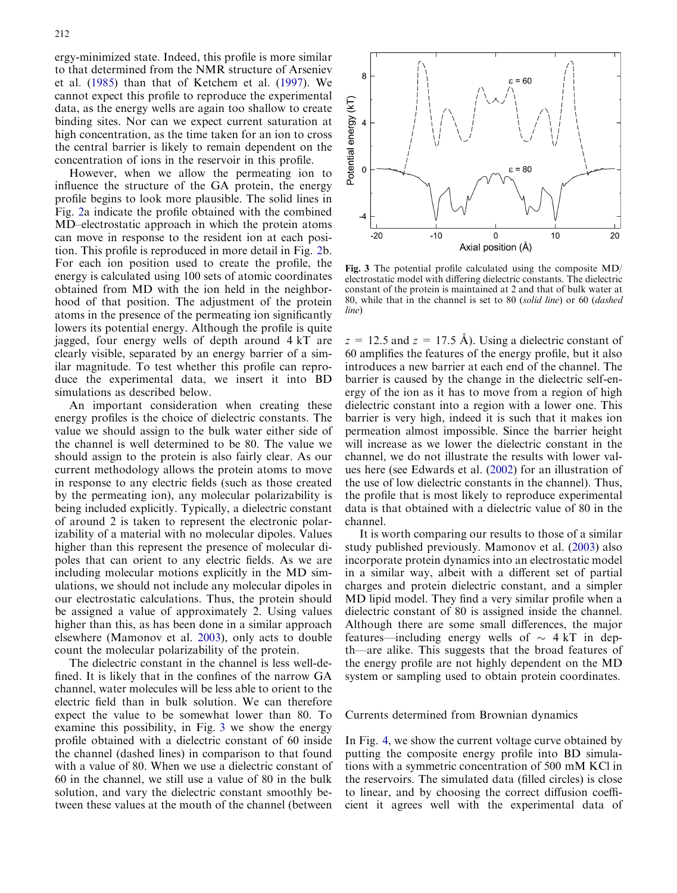ergy-minimized state. Indeed, this profile is more similar to that determined from the NMR structure of Arseniev et al. (1985) than that of Ketchem et al. (1997). We cannot expect this profile to reproduce the experimental data, as the energy wells are again too shallow to create binding sites. Nor can we expect current saturation at high concentration, as the time taken for an ion to cross the central barrier is likely to remain dependent on the concentration of ions in the reservoir in this profile.

However, when we allow the permeating ion to influence the structure of the GA protein, the energy profile begins to look more plausible. The solid lines in Fig. 2a indicate the profile obtained with the combined MD–electrostatic approach in which the protein atoms can move in response to the resident ion at each position. This profile is reproduced in more detail in Fig. 2b. For each ion position used to create the profile, the energy is calculated using 100 sets of atomic coordinates obtained from MD with the ion held in the neighborhood of that position. The adjustment of the protein atoms in the presence of the permeating ion significantly lowers its potential energy. Although the profile is quite jagged, four energy wells of depth around 4 kT are clearly visible, separated by an energy barrier of a similar magnitude. To test whether this profile can reproduce the experimental data, we insert it into BD simulations as described below.

An important consideration when creating these energy profiles is the choice of dielectric constants. The value we should assign to the bulk water either side of the channel is well determined to be 80. The value we should assign to the protein is also fairly clear. As our current methodology allows the protein atoms to move in response to any electric fields (such as those created by the permeating ion), any molecular polarizability is being included explicitly. Typically, a dielectric constant of around 2 is taken to represent the electronic polarizability of a material with no molecular dipoles. Values higher than this represent the presence of molecular dipoles that can orient to any electric fields. As we are including molecular motions explicitly in the MD simulations, we should not include any molecular dipoles in our electrostatic calculations. Thus, the protein should be assigned a value of approximately 2. Using values higher than this, as has been done in a similar approach elsewhere (Mamonov et al. 2003), only acts to double count the molecular polarizability of the protein.

The dielectric constant in the channel is less well-defined. It is likely that in the confines of the narrow GA channel, water molecules will be less able to orient to the electric field than in bulk solution. We can therefore expect the value to be somewhat lower than 80. To examine this possibility, in Fig. 3 we show the energy profile obtained with a dielectric constant of 60 inside the channel (dashed lines) in comparison to that found with a value of 80. When we use a dielectric constant of 60 in the channel, we still use a value of 80 in the bulk solution, and vary the dielectric constant smoothly between these values at the mouth of the channel (between $z$ = 12.5 and $z$ = 17.5 Å). Using a dielectric constant of 60 amplifies the features of the energy profile, but it also introduces a new barrier at each end of the channel. The barrier is caused by the change in the dielectric self-energy of the ion as it has to move from a region of high dielectric constant into a region with a lower one. This barrier is very high, indeed it is such that it makes ion permeation almost impossible. Since the barrier height will increase as we lower the dielectric constant in the channel, we do not illustrate the results with lower values here (see Edwards et al. (2002) for an illustration of the use of low dielectric constants in the channel). Thus, the profile that is most likely to reproduce experimental data is that obtained with a dielectric value of 80 in the channel.

**Fig. 3** The potential profile calculated using the composite MD/electrostatic model with differing dielectric constants. The dielectric constant of the protein is maintained at 2 and that of bulk water at 80, while that in the channel is set to 80 (*solid line*) or 60 (*dashed line*)

It is worth comparing our results to those of a similar study published previously. Mamonov et al. (2003) also incorporate protein dynamics into an electrostatic model in a similar way, albeit with a different set of partial charges and protein dielectric constant, and a simpler MD lipid model. They find a very similar profile when a dielectric constant of 80 is assigned inside the channel. Although there are some small differences, the major features—including energy wells of ~ 4 kT in depth—are alike. This suggests that the broad features of the energy profile are not highly dependent on the MD system or sampling used to obtain protein coordinates.

## Currents determined from Brownian dynamics

In Fig. 4, we show the current voltage curve obtained by putting the composite energy profile into BD simulations with a symmetric concentration of 500 mM KCl in the reservoirs. The simulated data (filled circles) is close to linear, and by choosing the correct diffusion coefficient it agrees well with the experimental data of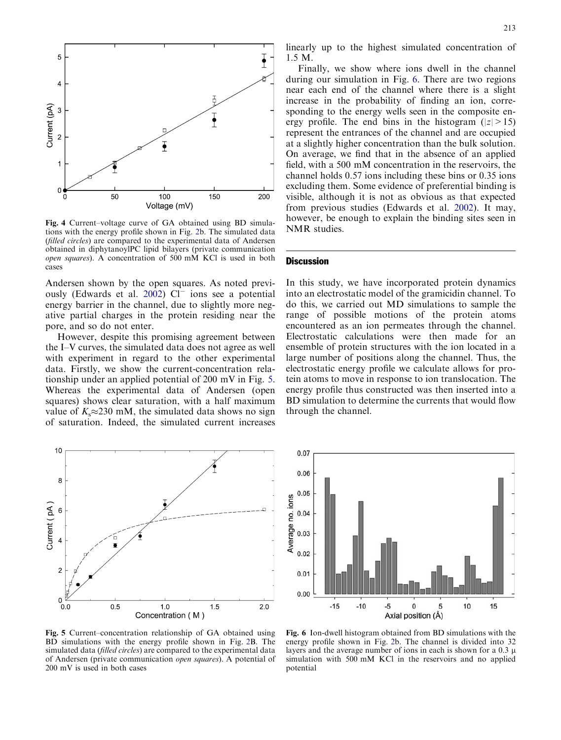Fig. 4 Current–voltage curve of GA obtained using BD simulations with the energy profile shown in Fig. 2b. The simulated data (*filled circles*) are compared to the experimental data of Andersen obtained in diphytanoylPC lipid bilayers (private communication *open squares*). A concentration of 500 mM KCl is used in both cases

Andersen shown by the open squares. As noted previously (Edwards et al. 2002) $Cl^-$ ions see a potential energy barrier in the channel, due to slightly more negative partial charges in the protein residing near the pore, and so do not enter.

However, despite this promising agreement between the I–V curves, the simulated data does not agree as well with experiment in regard to the other experimental data. Firstly, we show the current-concentration relationship under an applied potential of 200 mV in Fig. 5. Whereas the experimental data of Andersen (open squares) shows clear saturation, with a half maximum value of $K_s \approx 230$ mM, the simulated data shows no sign of saturation. Indeed, the simulated current increases linearly up to the highest simulated concentration of 1.5 M.

Finally, we show where ions dwell in the channel during our simulation in Fig. 6. There are two regions near each end of the channel where there is a slight increase in the probability of finding an ion, corresponding to the energy wells seen in the composite energy profile. The end bins in the histogram ($|z| > 15$) represent the entrances of the channel and are occupied at a slightly higher concentration than the bulk solution. On average, we find that in the absence of an applied field, with a 500 mM concentration in the reservoirs, the channel holds 0.57 ions including these bins or 0.35 ions excluding them. Some evidence of preferential binding is visible, although it is not as obvious as that expected from previous studies (Edwards et al. 2002). It may, however, be enough to explain the binding sites seen in NMR studies.

## Discussion

In this study, we have incorporated protein dynamics into an electrostatic model of the gramicidin channel. To do this, we carried out MD simulations to sample the range of possible motions of the protein atoms encountered as an ion permeates through the channel. Electrostatic calculations were then made for an ensemble of protein structures with the ion located in a large number of positions along the channel. Thus, the electrostatic energy profile we calculate allows for protein atoms to move in response to ion translocation. The energy profile thus constructed was then inserted into a BD simulation to determine the currents that would flow through the channel.

Fig. 5 Current–concentration relationship of GA obtained using BD simulations with the energy profile shown in Fig. 2B. The simulated data (*filled circles*) are compared to the experimental data of Andersen (private communication *open squares*). A potential of 200 mV is used in both cases

Fig. 6 Ion-dwell histogram obtained from BD simulations with the energy profile shown in Fig. 2b. The channel is divided into 32 layers and the average number of ions in each is shown for a 0.3 μ simulation with 500 mM KCl in the reservoirs and no applied potential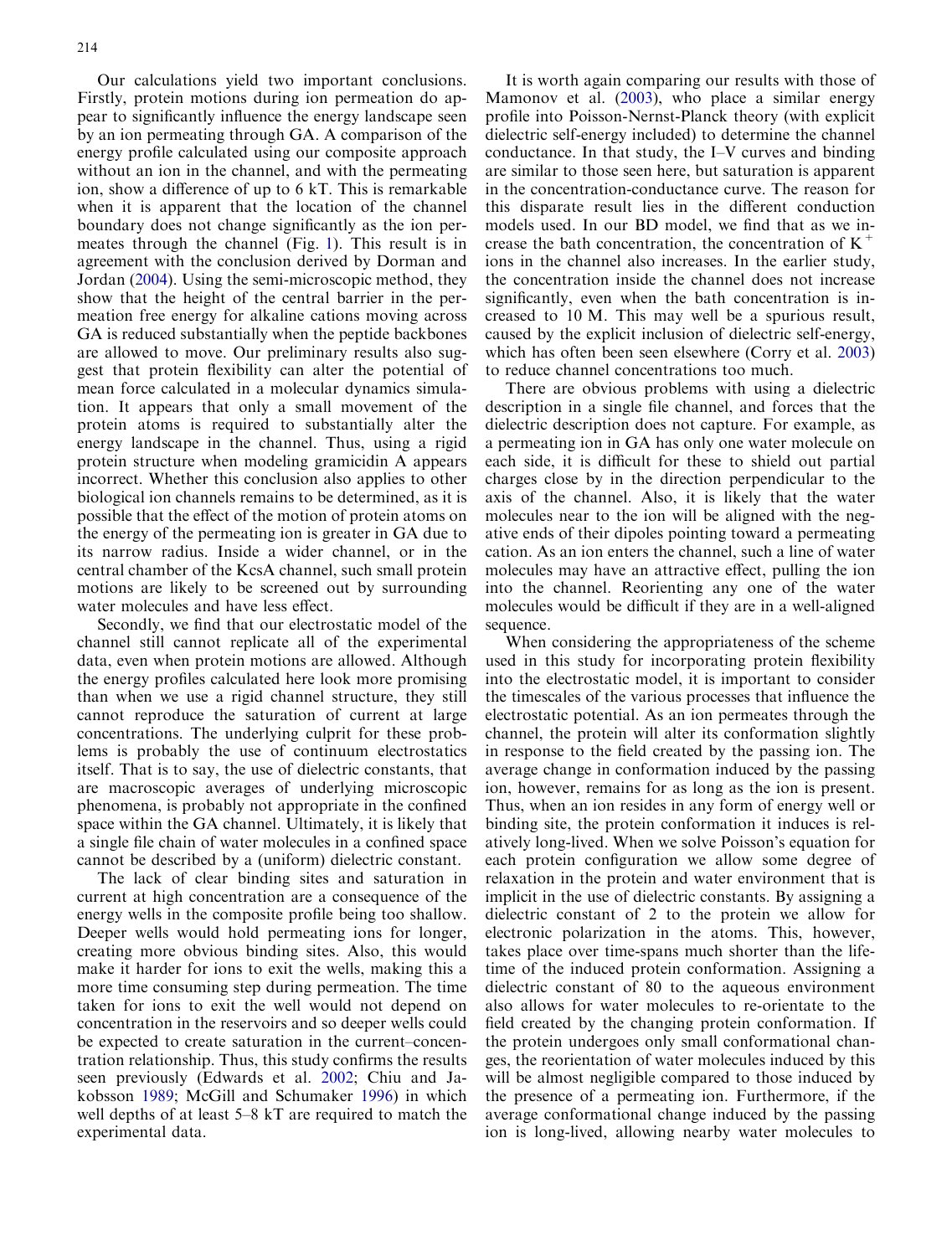Our calculations yield two important conclusions. Firstly, protein motions during ion permeation do appear to significantly influence the energy landscape seen by an ion permeating through GA. A comparison of the energy profile calculated using our composite approach without an ion in the channel, and with the permeating ion, show a difference of up to 6 kT. This is remarkable when it is apparent that the location of the channel boundary does not change significantly as the ion permeates through the channel (Fig. 1). This result is in agreement with the conclusion derived by Dorman and Jordan (2004). Using the semi-microscopic method, they show that the height of the central barrier in the permeation free energy for alkaline cations moving across GA is reduced substantially when the peptide backbones are allowed to move. Our preliminary results also suggest that protein flexibility can alter the potential of mean force calculated in a molecular dynamics simulation. It appears that only a small movement of the protein atoms is required to substantially alter the energy landscape in the channel. Thus, using a rigid protein structure when modeling gramicidin A appears incorrect. Whether this conclusion also applies to other biological ion channels remains to be determined, as it is possible that the effect of the motion of protein atoms on the energy of the permeating ion is greater in GA due to its narrow radius. Inside a wider channel, or in the central chamber of the KcsA channel, such small protein motions are likely to be screened out by surrounding water molecules and have less effect.

Secondly, we find that our electrostatic model of the channel still cannot replicate all of the experimental data, even when protein motions are allowed. Although the energy profiles calculated here look more promising than when we use a rigid channel structure, they still cannot reproduce the saturation of current at large concentrations. The underlying culprit for these problems is probably the use of continuum electrostatics itself. That is to say, the use of dielectric constants, that are macroscopic averages of underlying microscopic phenomena, is probably not appropriate in the confined space within the GA channel. Ultimately, it is likely that a single file chain of water molecules in a confined space cannot be described by a (uniform) dielectric constant.

The lack of clear binding sites and saturation in current at high concentration are a consequence of the energy wells in the composite profile being too shallow. Deeper wells would hold permeating ions for longer, creating more obvious binding sites. Also, this would make it harder for ions to exit the wells, making this a more time consuming step during permeation. The time taken for ions to exit the well would not depend on concentration in the reservoirs and so deeper wells could be expected to create saturation in the current–concentration relationship. Thus, this study confirms the results seen previously (Edwards et al. 2002; Chiu and Jakobsson 1989; McGill and Schumaker 1996) in which well depths of at least 5–8 kT are required to match the experimental data.

It is worth again comparing our results with those of Mamonov et al. (2003), who place a similar energy profile into Poisson-Nernst-Planck theory (with explicit dielectric self-energy included) to determine the channel conductance. In that study, the I–V curves and binding are similar to those seen here, but saturation is apparent in the concentration-conductance curve. The reason for this disparate result lies in the different conduction models used. In our BD model, we find that as we increase the bath concentration, the concentration of $K^+$ ions in the channel also increases. In the earlier study, the concentration inside the channel does not increase significantly, even when the bath concentration is increased to 10 M. This may well be a spurious result, caused by the explicit inclusion of dielectric self-energy, which has often been seen elsewhere (Corry et al. 2003) to reduce channel concentrations too much.

There are obvious problems with using a dielectric description in a single file channel, and forces that the dielectric description does not capture. For example, as a permeating ion in GA has only one water molecule on each side, it is difficult for these to shield out partial charges close by in the direction perpendicular to the axis of the channel. Also, it is likely that the water molecules near to the ion will be aligned with the negative ends of their dipoles pointing toward a permeating cation. As an ion enters the channel, such a line of water molecules may have an attractive effect, pulling the ion into the channel. Reorienting any one of the water molecules would be difficult if they are in a well-aligned sequence.

When considering the appropriateness of the scheme used in this study for incorporating protein flexibility into the electrostatic model, it is important to consider the timescales of the various processes that influence the electrostatic potential. As an ion permeates through the channel, the protein will alter its conformation slightly in response to the field created by the passing ion. The average change in conformation induced by the passing ion, however, remains for as long as the ion is present. Thus, when an ion resides in any form of energy well or binding site, the protein conformation it induces is relatively long-lived. When we solve Poisson's equation for each protein configuration we allow some degree of relaxation in the protein and water environment that is implicit in the use of dielectric constants. By assigning a dielectric constant of 2 to the protein we allow for electronic polarization in the atoms. This, however, takes place over time-spans much shorter than the lifetime of the induced protein conformation. Assigning a dielectric constant of 80 to the aqueous environment also allows for water molecules to re-orientate to the field created by the changing protein conformation. If the protein undergoes only small conformational changes, the reorientation of water molecules induced by this will be almost negligible compared to those induced by the presence of a permeating ion. Furthermore, if the average conformational change induced by the passing ion is long-lived, allowing nearby water molecules to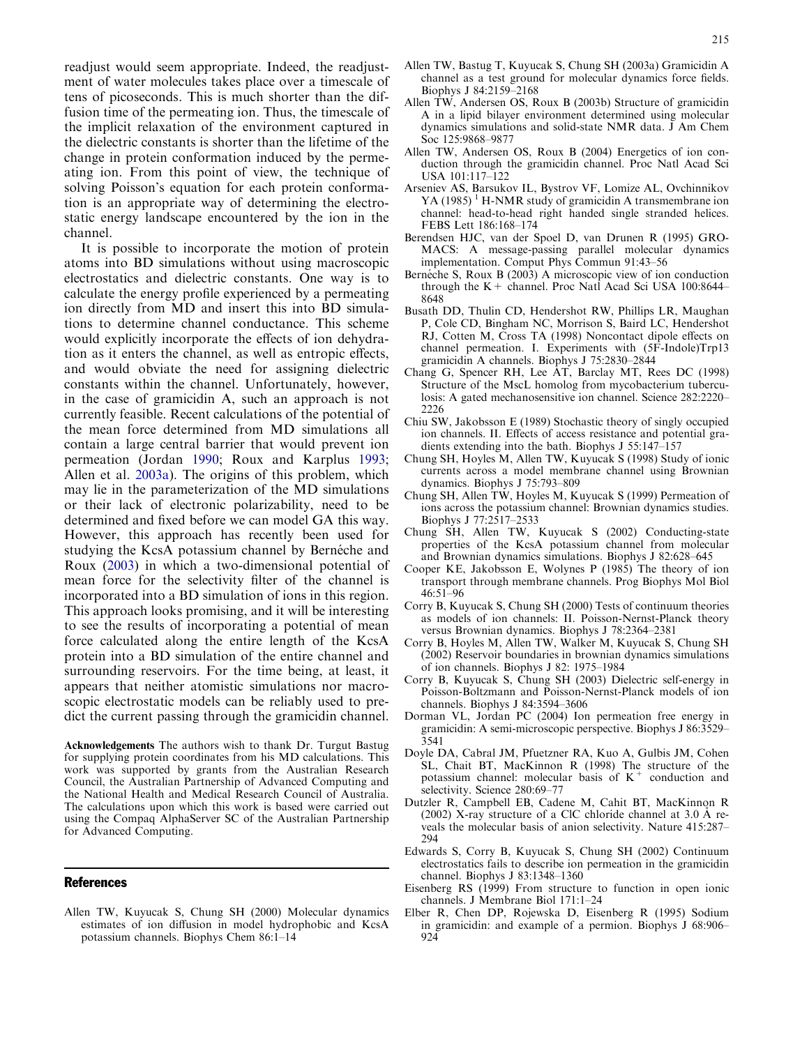readjust would seem appropriate. Indeed, the readjustment of water molecules takes place over a timescale of tens of picoseconds. This is much shorter than the diffusion time of the permeating ion. Thus, the timescale of the implicit relaxation of the environment captured in the dielectric constants is shorter than the lifetime of the change in protein conformation induced by the permeating ion. From this point of view, the technique of solving Poisson's equation for each protein conformation is an appropriate way of determining the electrostatic energy landscape encountered by the ion in the channel.

It is possible to incorporate the motion of protein atoms into BD simulations without using macroscopic electrostatics and dielectric constants. One way is to calculate the energy profile experienced by a permeating ion directly from MD and insert this into BD simulations to determine channel conductance. This scheme would explicitly incorporate the effects of ion dehydration as it enters the channel, as well as entropic effects, and would obviate the need for assigning dielectric constants within the channel. Unfortunately, however, in the case of gramicidin A, such an approach is not currently feasible. Recent calculations of the potential of the mean force determined from MD simulations all contain a large central barrier that would prevent ion permeation (Jordan 1990; Roux and Karplus 1993; Allen et al. 2003a). The origins of this problem, which may lie in the parameterization of the MD simulations or their lack of electronic polarizability, need to be determined and fixed before we can model GA this way. However, this approach has recently been used for studying the KcsA potassium channel by Bernéche and Roux (2003) in which a two-dimensional potential of mean force for the selectivity filter of the channel is incorporated into a BD simulation of ions in this region. This approach looks promising, and it will be interesting to see the results of incorporating a potential of mean force calculated along the entire length of the KcsA protein into a BD simulation of the entire channel and surrounding reservoirs. For the time being, at least, it appears that neither atomistic simulations nor macroscopic electrostatic models can be reliably used to predict the current passing through the gramicidin channel.

**Acknowledgements** The authors wish to thank Dr. Turgut Bastug for supplying protein coordinates from his MD calculations. This work was supported by grants from the Australian Research Council, the Australian Partnership of Advanced Computing and the National Health and Medical Research Council of Australia. The calculations upon which this work is based were carried out using the Compaq AlphaServer SC of the Australian Partnership for Advanced Computing.

## References

Allen TW, Kuyucak S, Chung SH (2000) Molecular dynamics estimates of ion diffusion in model hydrophobic and KcsA potassium channels. Biophys Chem 86:1–14

Allen TW, Bastug T, Kuyucak S, Chung SH (2003a) Gramicidin A channel as a test ground for molecular dynamics force fields. Biophys J 84:2159–2168

Allen TW, Andersen OS, Roux B (2003b) Structure of gramicidin A in a lipid bilayer environment determined using molecular dynamics simulations and solid-state NMR data. J Am Chem Soc 125:9868–9877

Allen TW, Andersen OS, Roux B (2004) Energetics of ion conduction through the gramicidin channel. Proc Natl Acad Sci USA 101:117–122

Arseniev AS, Barsukov IL, Bystrov VF, Lomize AL, Ovchinnikov YA (1985) $^{1}$H-NMR study of gramicidin A transmembrane ion channel: head-to-head right handed single stranded helices. FEBS Lett 186:168–174

Berendsen HJC, van der Spoel D, van Drunen R (1995) GROMACS: A message-passing parallel molecular dynamics implementation. Comput Phys Commun 91:43–56

Bernéche S, Roux B (2003) A microscopic view of ion conduction through the K+ channel. Proc Natl Acad Sci USA 100:8644–8648

Busath DD, Thulin CD, Hendershot RW, Phillips LR, Maughan P, Cole CD, Bingham NC, Morrison S, Baird LC, Hendershot RJ, Cotten M, Cross TA (1998) Noncontact dipole effects on channel permeation. I. Experiments with (5F-Indole)Trp13 gramicidin A channels. Biophys J 75:2830–2844

Chang G, Spencer RH, Lee AT, Barclay MT, Rees DC (1998) Structure of the MscL homolog from mycobacterium tuberculosis: A gated mechanosensitive ion channel. Science 282:2220–2226

Chiu SW, Jakobsson E (1989) Stochastic theory of singly occupied ion channels. II. Effects of access resistance and potential gradients extending into the bath. Biophys J 55:147–157

Chung SH, Hoyles M, Allen TW, Kuyucak S (1998) Study of ionic currents across a model membrane channel using Brownian dynamics. Biophys J 75:793–809

Chung SH, Allen TW, Hoyles M, Kuyucak S (1999) Permeation of ions across the potassium channel: Brownian dynamics studies. Biophys J 77:2517–2533

Chung SH, Allen TW, Kuyucak S (2002) Conducting-state properties of the KcsA potassium channel from molecular and Brownian dynamics simulations. Biophys J 82:628–645

Cooper KE, Jakobsson E, Wolynes P (1985) The theory of ion transport through membrane channels. Prog Biophys Mol Biol 46:51–96

Corry B, Kuyucak S, Chung SH (2000) Tests of continuum theories as models of ion channels: II. Poisson-Nernst-Planck theory versus Brownian dynamics. Biophys J 78:2364–2381

Corry B, Hoyles M, Allen TW, Walker M, Kuyucak S, Chung SH (2002) Reservoir boundaries in brownian dynamics simulations of ion channels. Biophys J 82: 1975–1984

Corry B, Kuyucak S, Chung SH (2003) Dielectric self-energy in Poisson-Boltzmann and Poisson-Nernst-Planck models of ion channels. Biophys J 84:3594–3606

Dorman VL, Jordan PC (2004) Ion permeation free energy in gramicidin: A semi-microscopic perspective. Biophys J 86:3529–3541

Doyle DA, Cabral JM, Pfuetzner RA, Kuo A, Gulbis JM, Cohen SL, Chait BT, MacKinnon R (1998) The structure of the potassium channel: molecular basis of $K^{+}$ conduction and selectivity. Science 280:69–77

Dutzler R, Campbell EB, Cadene M, Cahit BT, MacKinnon R (2002) X-ray structure of a ClC chloride channel at 3.0 Å reveals the molecular basis of anion selectivity. Nature 415:287–294

Edwards S, Corry B, Kuyucak S, Chung SH (2002) Continuum electrostatics fails to describe ion permeation in the gramicidin channel. Biophys J 83:1348–1360

Eisenberg RS (1999) From structure to function in open ionic channels. J Membrane Biol 171:1–24

Elber R, Chen DP, Rojewska D, Eisenberg R (1995) Sodium in gramicidin: and example of a permion. Biophys J 68:906–924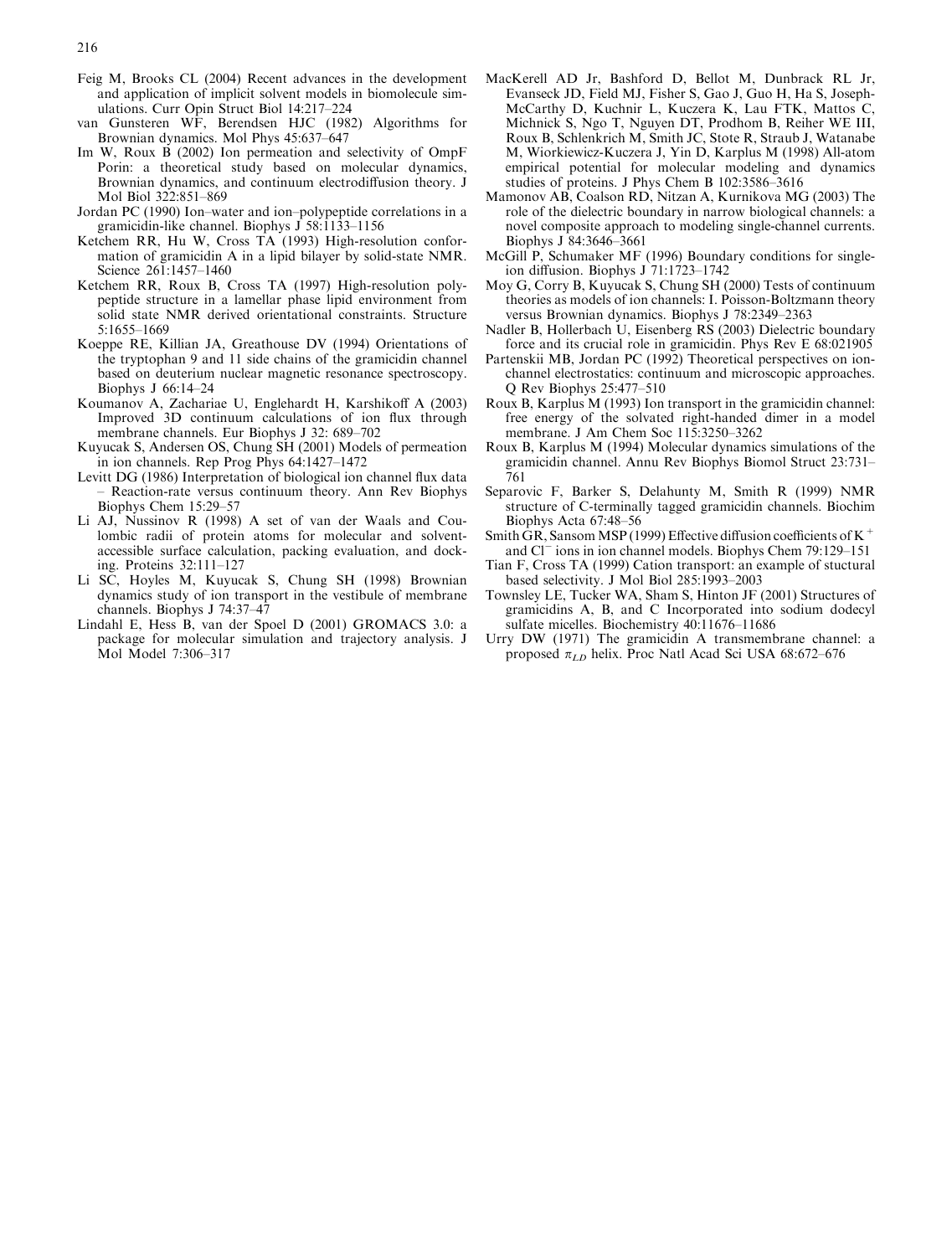Feig M, Brooks CL (2004) Recent advances in the development and application of implicit solvent models in biomolecule simulations. Curr Opin Struct Biol 14:217–224

van Gunsteren WF, Berendsen HJC (1982) Algorithms for Brownian dynamics. Mol Phys 45:637–647

Im W, Roux B (2002) Ion permeation and selectivity of OmpF Porin: a theoretical study based on molecular dynamics, Brownian dynamics, and continuum electrodiffusion theory. J Mol Biol 322:851–869

Jordan PC (1990) Ion–water and ion–polypeptide correlations in a gramicidin-like channel. Biophys J 58:1133–1156

Ketchem RR, Hu W, Cross TA (1993) High-resolution conformation of gramicidin A in a lipid bilayer by solid-state NMR. Science 261:1457–1460

Ketchem RR, Roux B, Cross TA (1997) High-resolution polypeptide structure in a lamellar phase lipid environment from solid state NMR derived orientational constraints. Structure 5:1655–1669

Koeppe RE, Killian JA, Greathouse DV (1994) Orientations of the tryptophan 9 and 11 side chains of the gramicidin channel based on deuterium nuclear magnetic resonance spectroscopy. Biophys J 66:14–24

Koumanov A, Zachariae U, Engelhardt H, Karshikoff A (2003) Improved 3D continuum calculations of ion flux through membrane channels. Eur Biophys J 32: 689–702

Kuyucak S, Andersen OS, Chung SH (2001) Models of permeation in ion channels. Rep Prog Phys 64:1427–1472

Levitt DG (1986) Interpretation of biological ion channel flux data – Reaction-rate versus continuum theory. Ann Rev Biophys Biophys Chem 15:29–57

Li AJ, Nussinov R (1998) A set of van der Waals and Coulombic radii of protein atoms for molecular and solvent-accessible surface calculation, packing evaluation, and docking. Proteins 32:111–127

Li SC, Hoyles M, Kuyucak S, Chung SH (1998) Brownian dynamics study of ion transport in the vestibule of membrane channels. Biophys J 74:37–47

Lindahl E, Hess B, van der Spoel D (2001) GROMACS 3.0: a package for molecular simulation and trajectory analysis. J Mol Model 7:306–317

MacKerell AD Jr, Bashford D, Bellot M, Dunbrack RL Jr, Evanseck JD, Field MJ, Fisher S, Gao J, Guo H, Ha S, Joseph-McCarthy D, Kuchnir L, Kuczera K, Lau FTK, Mattos C, Michnick S, Ngo T, Nguyen DT, Prodhom B, Reiher WE III, Roux B, Schlenkrich M, Smith JC, Stote R, Straub J, Watanabe M, Wiorkiewicz-Kuczera J, Yin D, Karplus M (1998) All-atom empirical potential for molecular modeling and dynamics studies of proteins. J Phys Chem B 102:3586–3616

Mamonov AB, Coalson RD, Nitzan A, Kurnikova MG (2003) The role of the dielectric boundary in narrow biological channels: a novel composite approach to modeling single-channel currents. Biophys J 84:3646–3661

McGill P, Schumaker MF (1996) Boundary conditions for single-ion diffusion. Biophys J 71:1723–1742

Moy G, Corry B, Kuyucak S, Chung SH (2000) Tests of continuum theories as models of ion channels: I. Poisson-Boltzmann theory versus Brownian dynamics. Biophys J 78:2349–2363

Nadler B, Hollerbach U, Eisenberg RS (2003) Dielectric boundary force and its crucial role in gramicidin. Phys Rev E 68:021905

Partenskii MB, Jordan PC (1992) Theoretical perspectives on ion-channel electrostatics: continuum and microscopic approaches. Q Rev Biophys 25:477–510

Roux B, Karplus M (1993) Ion transport in the gramicidin channel: free energy of the solvated right-handed dimer in a model membrane. J Am Chem Soc 115:3250–3262

Roux B, Karplus M (1994) Molecular dynamics simulations of the gramicidin channel. Annu Rev Biophys Biomol Struct 23:731–761

Separovic F, Barker S, Delahunty M, Smith R (1999) NMR structure of C-terminally tagged gramicidin channels. Biochim Biophys Acta 67:48–56

Smith GR, Sansom MSP (1999) Effective diffusion coefficients of $K^+$ and $Cl^-$ ions in ion channel models. Biophys Chem 79:129–151

Tian F, Cross TA (1999) Cation transport: an example of stuctural based selectivity. J Mol Biol 285:1993–2003

Townsley LE, Tucker WA, Sham S, Hinton JF (2001) Structures of gramicidins A, B, and C Incorporated into sodium dodecyl sulfate micelles. Biochemistry 40:11676–11686

Urry DW (1971) The gramicidin A transmembrane channel: a proposed $\pi_{LD}$ helix. Proc Natl Acad Sci USA 68:672–676